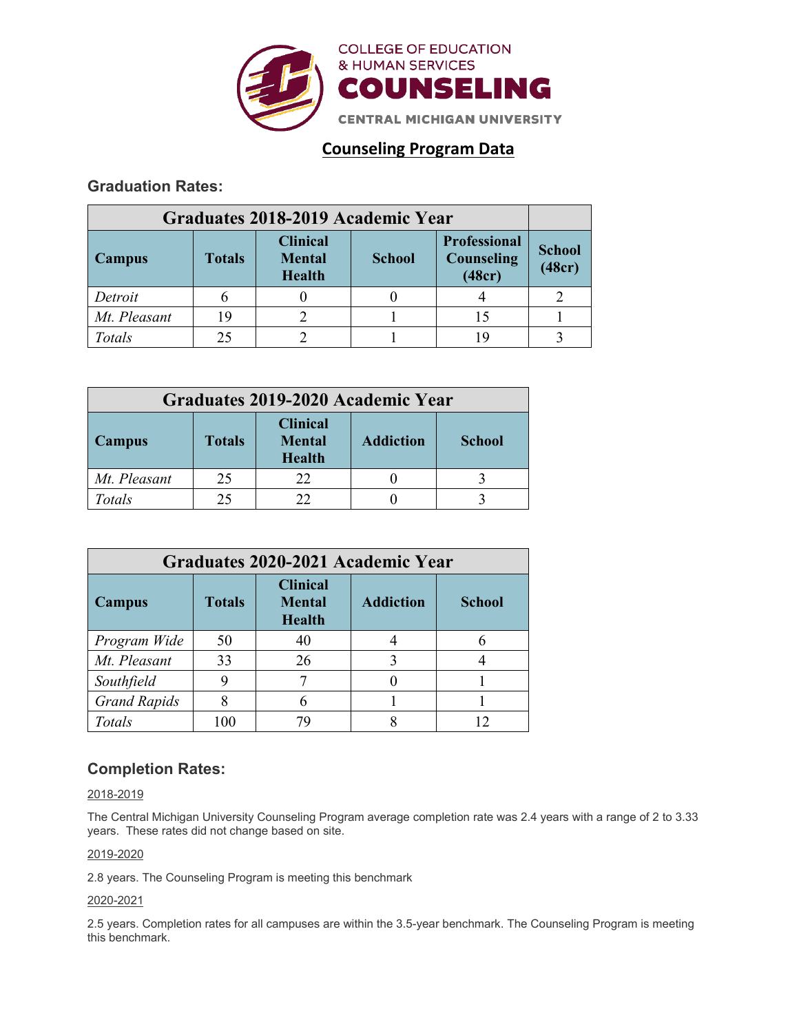COLLEGE OF EDUCATION
& HUMAN SERVICES
# COUNSELING
CENTRAL MICHIGAN UNIVERSITY

## Counseling Program Data

### Graduation Rates:

| Graduates 2018-2019 Academic Year | | | | | |
|---|---|---|---|---|---|
| **Campus** | **Totals** | **Clinical Mental Health** | **School** | **Professional Counseling (48cr)** | **School (48cr)** |
| *Detroit* | 6 | 0 | 0 | 4 | 2 |
| *Mt. Pleasant* | 19 | 2 | 1 | 15 | 1 |
| *Totals* | 25 | 2 | 1 | 19 | 3 |

| Graduates 2019-2020 Academic Year | | | | |
|---|---|---|---|---|
| **Campus** | **Totals** | **Clinical Mental Health** | **Addiction** | **School** |
| *Mt. Pleasant* | 25 | 22 | 0 | 3 |
| *Totals* | 25 | 22 | 0 | 3 |

| Graduates 2020-2021 Academic Year | | | | |
|---|---|---|---|---|
| **Campus** | **Totals** | **Clinical Mental Health** | **Addiction** | **School** |
| *Program Wide* | 50 | 40 | 4 | 6 |
| *Mt. Pleasant* | 33 | 26 | 3 | 4 |
| *Southfield* | 9 | 7 | 0 | 1 |
| *Grand Rapids* | 8 | 6 | 1 | 1 |
| *Totals* | 100 | 79 | 8 | 12 |

### Completion Rates:

2018-2019

The Central Michigan University Counseling Program average completion rate was 2.4 years with a range of 2 to 3.33 years. These rates did not change based on site.

2019-2020

2.8 years. The Counseling Program is meeting this benchmark

2020-2021

2.5 years. Completion rates for all campuses are within the 3.5-year benchmark. The Counseling Program is meeting this benchmark.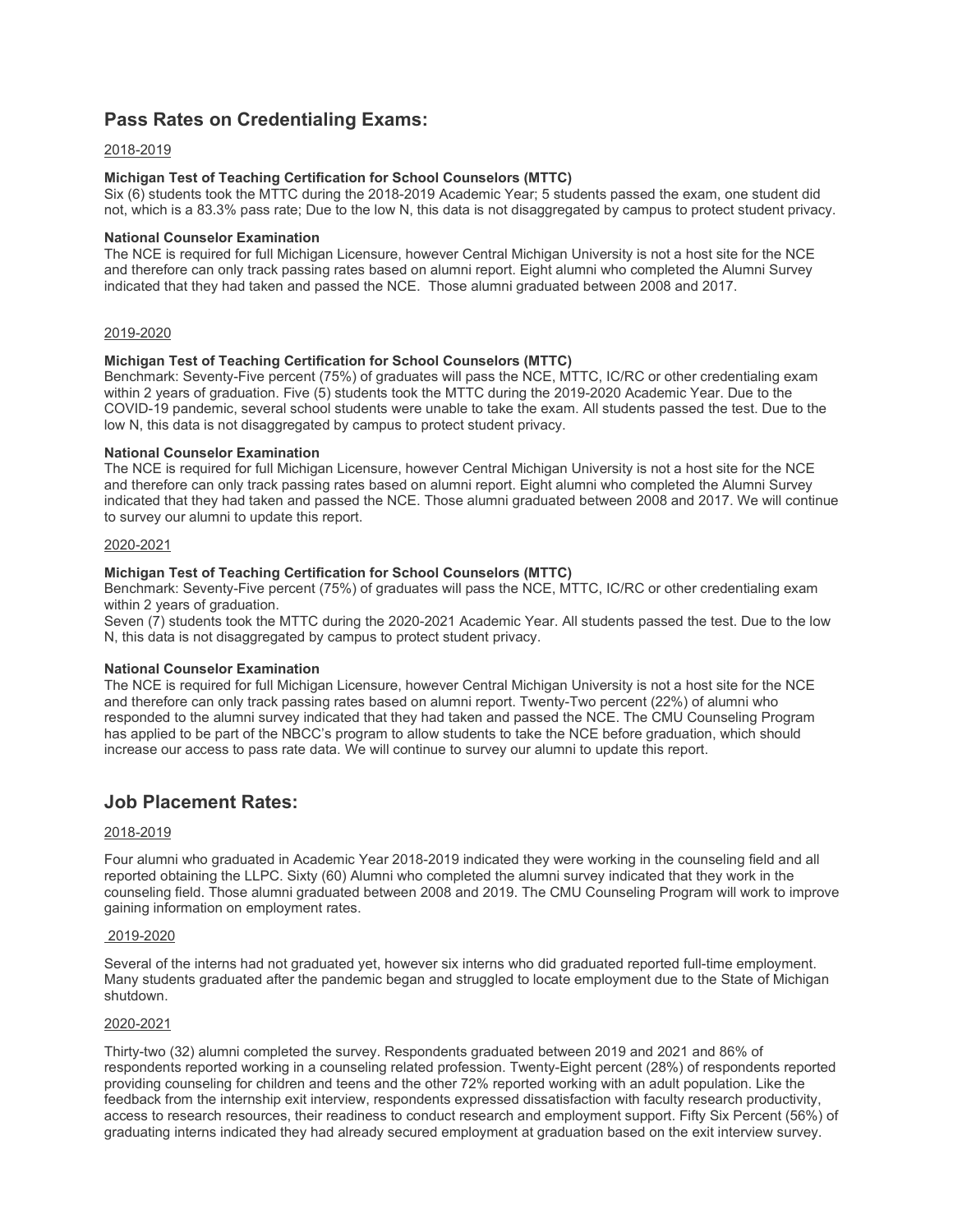## Pass Rates on Credentialing Exams:

2018-2019

**Michigan Test of Teaching Certification for School Counselors (MTTC)**
Six (6) students took the MTTC during the 2018-2019 Academic Year; 5 students passed the exam, one student did not, which is a 83.3% pass rate; Due to the low N, this data is not disaggregated by campus to protect student privacy.

**National Counselor Examination**
The NCE is required for full Michigan Licensure, however Central Michigan University is not a host site for the NCE and therefore can only track passing rates based on alumni report. Eight alumni who completed the Alumni Survey indicated that they had taken and passed the NCE. Those alumni graduated between 2008 and 2017.

2019-2020

**Michigan Test of Teaching Certification for School Counselors (MTTC)**
Benchmark: Seventy-Five percent (75%) of graduates will pass the NCE, MTTC, IC/RC or other credentialing exam within 2 years of graduation. Five (5) students took the MTTC during the 2019-2020 Academic Year. Due to the COVID-19 pandemic, several school students were unable to take the exam. All students passed the test. Due to the low N, this data is not disaggregated by campus to protect student privacy.

**National Counselor Examination**
The NCE is required for full Michigan Licensure, however Central Michigan University is not a host site for the NCE and therefore can only track passing rates based on alumni report. Eight alumni who completed the Alumni Survey indicated that they had taken and passed the NCE. Those alumni graduated between 2008 and 2017. We will continue to survey our alumni to update this report.

2020-2021

**Michigan Test of Teaching Certification for School Counselors (MTTC)**
Benchmark: Seventy-Five percent (75%) of graduates will pass the NCE, MTTC, IC/RC or other credentialing exam within 2 years of graduation.
Seven (7) students took the MTTC during the 2020-2021 Academic Year. All students passed the test. Due to the low N, this data is not disaggregated by campus to protect student privacy.

**National Counselor Examination**
The NCE is required for full Michigan Licensure, however Central Michigan University is not a host site for the NCE and therefore can only track passing rates based on alumni report. Twenty-Two percent (22%) of alumni who responded to the alumni survey indicated that they had taken and passed the NCE. The CMU Counseling Program has applied to be part of the NBCC's program to allow students to take the NCE before graduation, which should increase our access to pass rate data. We will continue to survey our alumni to update this report.

## Job Placement Rates:

2018-2019

Four alumni who graduated in Academic Year 2018-2019 indicated they were working in the counseling field and all reported obtaining the LLPC. Sixty (60) Alumni who completed the alumni survey indicated that they work in the counseling field. Those alumni graduated between 2008 and 2019. The CMU Counseling Program will work to improve gaining information on employment rates.

2019-2020

Several of the interns had not graduated yet, however six interns who did graduated reported full-time employment. Many students graduated after the pandemic began and struggled to locate employment due to the State of Michigan shutdown.

2020-2021

Thirty-two (32) alumni completed the survey. Respondents graduated between 2019 and 2021 and 86% of respondents reported working in a counseling related profession. Twenty-Eight percent (28%) of respondents reported providing counseling for children and teens and the other 72% reported working with an adult population. Like the feedback from the internship exit interview, respondents expressed dissatisfaction with faculty research productivity, access to research resources, their readiness to conduct research and employment support. Fifty Six Percent (56%) of graduating interns indicated they had already secured employment at graduation based on the exit interview survey.